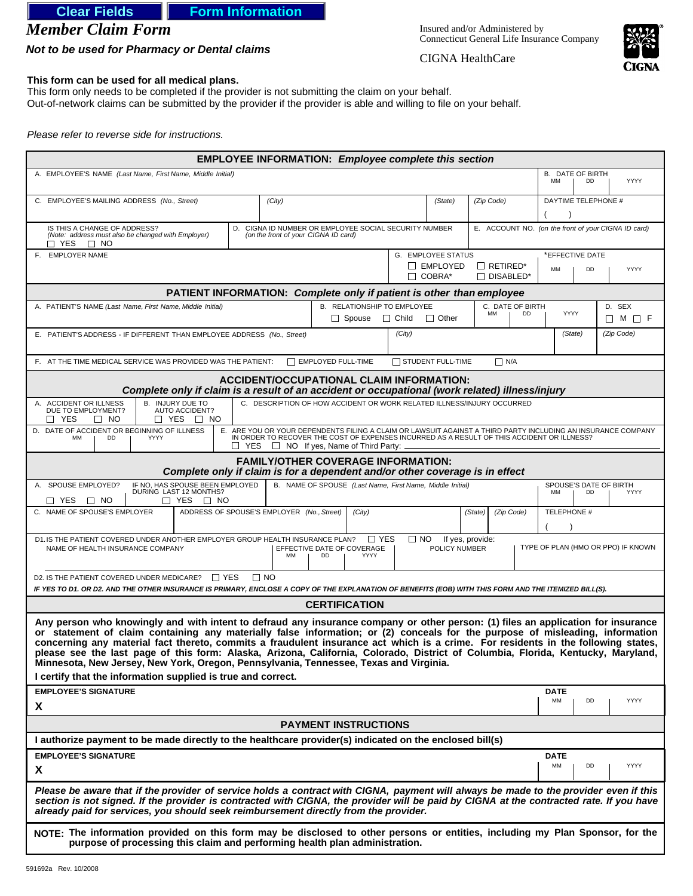Clear Fields | Form Information

# Member Claim Form

***Not to be used for Pharmacy or Dental claims***

Insured and/or Administered by
Connecticut General Life Insurance Company

CIGNA HealthCare

CIGNA

**This form can be used for all medical plans.**
This form only needs to be completed if the provider is not submitting the claim on your behalf.
Out-of-network claims can be submitted by the provider if the provider is able and willing to file on your behalf.

*Please refer to reverse side for instructions.*

## EMPLOYEE INFORMATION: *Employee complete this section*

| A. EMPLOYEE'S NAME *(Last Name, First Name, Middle Initial)* | | | | B. DATE OF BIRTH MM DD YYYY |
|---|---|---|---|---|
| C. EMPLOYEE'S MAILING ADDRESS *(No., Street)* | *(City)* | *(State)* | *(Zip Code)* | DAYTIME TELEPHONE # ( ) |
| IS THIS A CHANGE OF ADDRESS? *(Note: address must also be changed with Employer)* ☐ YES ☐ NO | D. CIGNA ID NUMBER OR EMPLOYEE SOCIAL SECURITY NUMBER *(on the front of your CIGNA ID card)* | | E. ACCOUNT NO. *(on the front of your CIGNA ID card)* | |
| F. EMPLOYER NAME | | G. EMPLOYEE STATUS ☐ EMPLOYED ☐ RETIRED* ☐ COBRA* ☐ DISABLED* | | *EFFECTIVE DATE MM DD YYYY |

## PATIENT INFORMATION: *Complete only if patient is other than employee*

| A. PATIENT'S NAME *(Last Name, First Name, Middle Initial)* | B. RELATIONSHIP TO EMPLOYEE ☐ Spouse ☐ Child ☐ Other | C. DATE OF BIRTH MM DD YYYY | | D. SEX ☐ M ☐ F |
|---|---|---|---|---|
| E. PATIENT'S ADDRESS - IF DIFFERENT THAN EMPLOYEE ADDRESS *(No., Street)* | *(City)* | | *(State)* | *(Zip Code)* |
| F. AT THE TIME MEDICAL SERVICE WAS PROVIDED WAS THE PATIENT: ☐ EMPLOYED FULL-TIME ☐ STUDENT FULL-TIME ☐ N/A | | | | |

## ACCIDENT/OCCUPATIONAL CLAIM INFORMATION:
***Complete only if claim is a result of an accident or occupational (work related) illness/injury***

| A. ACCIDENT OR ILLNESS DUE TO EMPLOYMENT? ☐ YES ☐ NO | B. INJURY DUE TO AUTO ACCIDENT? ☐ YES ☐ NO | C. DESCRIPTION OF HOW ACCIDENT OR WORK RELATED ILLNESS/INJURY OCCURRED |
|---|---|---|
| D. DATE OF ACCIDENT OR BEGINNING OF ILLNESS MM DD YYYY | | E. ARE YOU OR YOUR DEPENDENTS FILING A CLAIM OR LAWSUIT AGAINST A THIRD PARTY INCLUDING AN INSURANCE COMPANY IN ORDER TO RECOVER THE COST OF EXPENSES INCURRED AS A RESULT OF THIS ACCIDENT OR ILLNESS? ☐ YES ☐ NO If yes, Name of Third Party: |

## FAMILY/OTHER COVERAGE INFORMATION:
***Complete only if claim is for a dependent and/or other coverage is in effect***

| A. SPOUSE EMPLOYED? ☐ YES ☐ NO | IF NO, HAS SPOUSE BEEN EMPLOYED DURING LAST 12 MONTHS? ☐ YES ☐ NO | B. NAME OF SPOUSE *(Last Name, First Name, Middle Initial)* | | | SPOUSE'S DATE OF BIRTH MM DD YYYY |
|---|---|---|---|---|---|
| C. NAME OF SPOUSE'S EMPLOYER | ADDRESS OF SPOUSE'S EMPLOYER *(No., Street)* | *(City)* | *(State)* | *(Zip Code)* | TELEPHONE # ( ) |

D1. IS THE PATIENT COVERED UNDER ANOTHER EMPLOYER GROUP HEALTH INSURANCE PLAN? ☐ YES ☐ NO If yes, provide:

| NAME OF HEALTH INSURANCE COMPANY | EFFECTIVE DATE OF COVERAGE MM DD YYYY | POLICY NUMBER | TYPE OF PLAN (HMO OR PPO) IF KNOWN |
|---|---|---|---|
| | | | |

D2. IS THE PATIENT COVERED UNDER MEDICARE? ☐ YES ☐ NO

***IF YES TO D1. OR D2. AND THE OTHER INSURANCE IS PRIMARY, ENCLOSE A COPY OF THE EXPLANATION OF BENEFITS (EOB) WITH THIS FORM AND THE ITEMIZED BILL(S).***

## CERTIFICATION

**Any person who knowingly and with intent to defraud any insurance company or other person: (1) files an application for insurance or statement of claim containing any materially false information; or (2) conceals for the purpose of misleading, information concerning any material fact thereto, commits a fraudulent insurance act which is a crime. For residents in the following states, please see the last page of this form: Alaska, Arizona, California, Colorado, District of Columbia, Florida, Kentucky, Maryland, Minnesota, New Jersey, New York, Oregon, Pennsylvania, Tennessee, Texas and Virginia.**

**I certify that the information supplied is true and correct.**

| **EMPLOYEE'S SIGNATURE** X | **DATE** MM DD YYYY |
|---|---|

## PAYMENT INSTRUCTIONS

**I authorize payment to be made directly to the healthcare provider(s) indicated on the enclosed bill(s)**

| **EMPLOYEE'S SIGNATURE** X | **DATE** MM DD YYYY |
|---|---|

***Please be aware that if the provider of service holds a contract with CIGNA, payment will always be made to the provider even if this section is not signed. If the provider is contracted with CIGNA, the provider will be paid by CIGNA at the contracted rate. If you have already paid for services, you should seek reimbursement directly from the provider.***

**NOTE: The information provided on this form may be disclosed to other persons or entities, including my Plan Sponsor, for the purpose of processing this claim and performing health plan administration.**

591692a Rev. 10/2008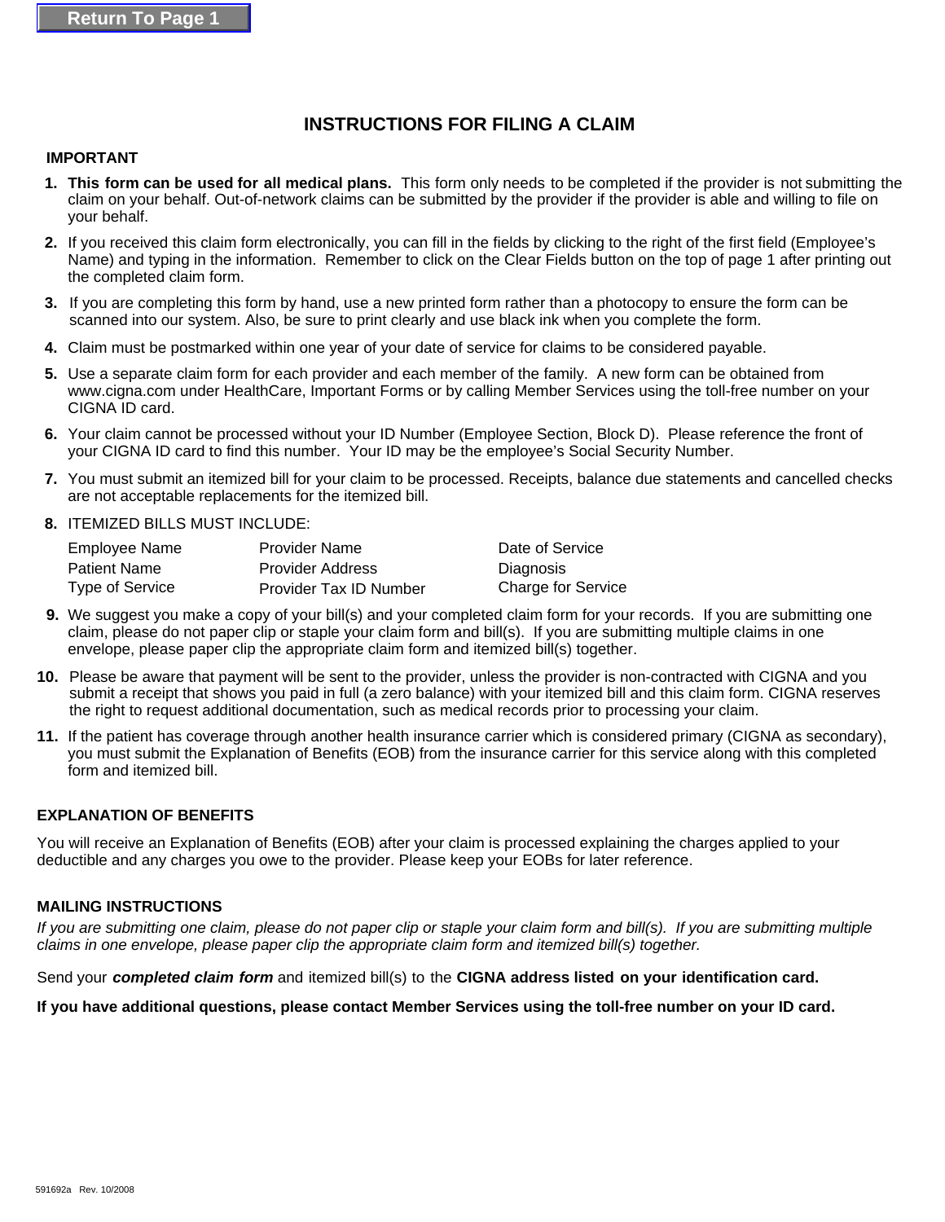Return To Page 1

# INSTRUCTIONS FOR FILING A CLAIM

**IMPORTANT**

1. **This form can be used for all medical plans.** This form only needs to be completed if the provider is not submitting the claim on your behalf. Out-of-network claims can be submitted by the provider if the provider is able and willing to file on your behalf.
2. If you received this claim form electronically, you can fill in the fields by clicking to the right of the first field (Employee's Name) and typing in the information. Remember to click on the Clear Fields button on the top of page 1 after printing out the completed claim form.
3. If you are completing this form by hand, use a new printed form rather than a photocopy to ensure the form can be scanned into our system. Also, be sure to print clearly and use black ink when you complete the form.
4. Claim must be postmarked within one year of your date of service for claims to be considered payable.
5. Use a separate claim form for each provider and each member of the family. A new form can be obtained from www.cigna.com under HealthCare, Important Forms or by calling Member Services using the toll-free number on your CIGNA ID card.
6. Your claim cannot be processed without your ID Number (Employee Section, Block D). Please reference the front of your CIGNA ID card to find this number. Your ID may be the employee's Social Security Number.
7. You must submit an itemized bill for your claim to be processed. Receipts, balance due statements and cancelled checks are not acceptable replacements for the itemized bill.
8. ITEMIZED BILLS MUST INCLUDE:

| | | |
|---|---|---|
| Employee Name | Provider Name | Date of Service |
| Patient Name | Provider Address | Diagnosis |
| Type of Service | Provider Tax ID Number | Charge for Service |

9. We suggest you make a copy of your bill(s) and your completed claim form for your records. If you are submitting one claim, please do not paper clip or staple your claim form and bill(s). If you are submitting multiple claims in one envelope, please paper clip the appropriate claim form and itemized bill(s) together.
10. Please be aware that payment will be sent to the provider, unless the provider is non-contracted with CIGNA and you submit a receipt that shows you paid in full (a zero balance) with your itemized bill and this claim form. CIGNA reserves the right to request additional documentation, such as medical records prior to processing your claim.
11. If the patient has coverage through another health insurance carrier which is considered primary (CIGNA as secondary), you must submit the Explanation of Benefits (EOB) from the insurance carrier for this service along with this completed form and itemized bill.

## EXPLANATION OF BENEFITS

You will receive an Explanation of Benefits (EOB) after your claim is processed explaining the charges applied to your deductible and any charges you owe to the provider. Please keep your EOBs for later reference.

## MAILING INSTRUCTIONS

*If you are submitting one claim, please do not paper clip or staple your claim form and bill(s). If you are submitting multiple claims in one envelope, please paper clip the appropriate claim form and itemized bill(s) together.*

Send your ***completed claim form*** and itemized bill(s) to the **CIGNA address listed on your identification card.**

**If you have additional questions, please contact Member Services using the toll-free number on your ID card.**

591692a Rev. 10/2008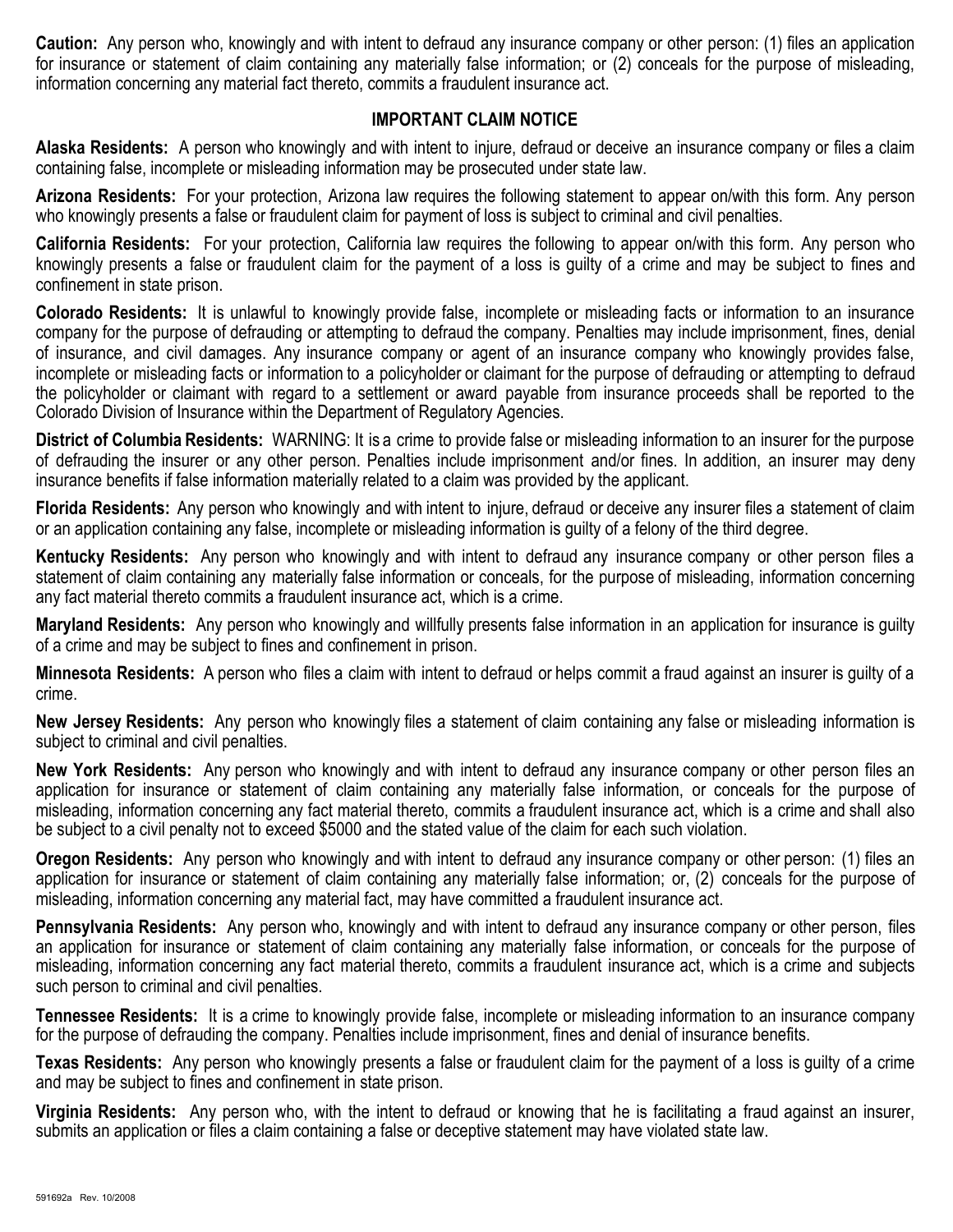**Caution:** Any person who, knowingly and with intent to defraud any insurance company or other person: (1) files an application for insurance or statement of claim containing any materially false information; or (2) conceals for the purpose of misleading, information concerning any material fact thereto, commits a fraudulent insurance act.

## IMPORTANT CLAIM NOTICE

**Alaska Residents:** A person who knowingly and with intent to injure, defraud or deceive an insurance company or files a claim containing false, incomplete or misleading information may be prosecuted under state law.

**Arizona Residents:** For your protection, Arizona law requires the following statement to appear on/with this form. Any person who knowingly presents a false or fraudulent claim for payment of loss is subject to criminal and civil penalties.

**California Residents:** For your protection, California law requires the following to appear on/with this form. Any person who knowingly presents a false or fraudulent claim for the payment of a loss is guilty of a crime and may be subject to fines and confinement in state prison.

**Colorado Residents:** It is unlawful to knowingly provide false, incomplete or misleading facts or information to an insurance company for the purpose of defrauding or attempting to defraud the company. Penalties may include imprisonment, fines, denial of insurance, and civil damages. Any insurance company or agent of an insurance company who knowingly provides false, incomplete or misleading facts or information to a policyholder or claimant for the purpose of defrauding or attempting to defraud the policyholder or claimant with regard to a settlement or award payable from insurance proceeds shall be reported to the Colorado Division of Insurance within the Department of Regulatory Agencies.

**District of Columbia Residents:** WARNING: It is a crime to provide false or misleading information to an insurer for the purpose of defrauding the insurer or any other person. Penalties include imprisonment and/or fines. In addition, an insurer may deny insurance benefits if false information materially related to a claim was provided by the applicant.

**Florida Residents:** Any person who knowingly and with intent to injure, defraud or deceive any insurer files a statement of claim or an application containing any false, incomplete or misleading information is guilty of a felony of the third degree.

**Kentucky Residents:** Any person who knowingly and with intent to defraud any insurance company or other person files a statement of claim containing any materially false information or conceals, for the purpose of misleading, information concerning any fact material thereto commits a fraudulent insurance act, which is a crime.

**Maryland Residents:** Any person who knowingly and willfully presents false information in an application for insurance is guilty of a crime and may be subject to fines and confinement in prison.

**Minnesota Residents:** A person who files a claim with intent to defraud or helps commit a fraud against an insurer is guilty of a crime.

**New Jersey Residents:** Any person who knowingly files a statement of claim containing any false or misleading information is subject to criminal and civil penalties.

**New York Residents:** Any person who knowingly and with intent to defraud any insurance company or other person files an application for insurance or statement of claim containing any materially false information, or conceals for the purpose of misleading, information concerning any fact material thereto, commits a fraudulent insurance act, which is a crime and shall also be subject to a civil penalty not to exceed $5000 and the stated value of the claim for each such violation.

**Oregon Residents:** Any person who knowingly and with intent to defraud any insurance company or other person: (1) files an application for insurance or statement of claim containing any materially false information; or, (2) conceals for the purpose of misleading, information concerning any material fact, may have committed a fraudulent insurance act.

**Pennsylvania Residents:** Any person who, knowingly and with intent to defraud any insurance company or other person, files an application for insurance or statement of claim containing any materially false information, or conceals for the purpose of misleading, information concerning any fact material thereto, commits a fraudulent insurance act, which is a crime and subjects such person to criminal and civil penalties.

**Tennessee Residents:** It is a crime to knowingly provide false, incomplete or misleading information to an insurance company for the purpose of defrauding the company. Penalties include imprisonment, fines and denial of insurance benefits.

**Texas Residents:** Any person who knowingly presents a false or fraudulent claim for the payment of a loss is guilty of a crime and may be subject to fines and confinement in state prison.

**Virginia Residents:** Any person who, with the intent to defraud or knowing that he is facilitating a fraud against an insurer, submits an application or files a claim containing a false or deceptive statement may have violated state law.

591692a Rev. 10/2008